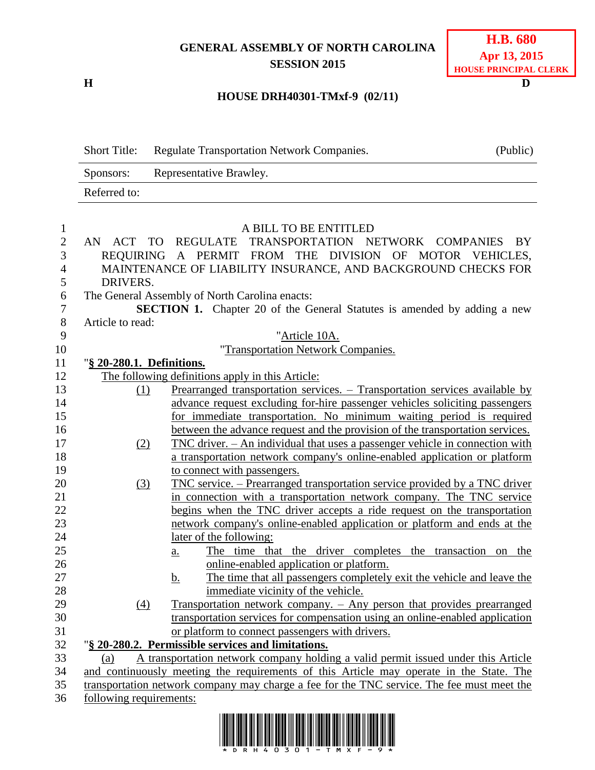**GENERAL ASSEMBLY OF NORTH CAROLINA**
**SESSION 2015**

**H.B. 680**
**Apr 13, 2015**
**HOUSE PRINCIPAL CLERK**

**H** **D**

**HOUSE DRH40301-TMxf-9 (02/11)**

| | | |
|---|---|---|
| Short Title: | Regulate Transportation Network Companies. | (Public) |
| Sponsors: | Representative Brawley. | |
| Referred to: | | |

A BILL TO BE ENTITLED

AN ACT TO REGULATE TRANSPORTATION NETWORK COMPANIES BY REQUIRING A PERMIT FROM THE DIVISION OF MOTOR VEHICLES, MAINTENANCE OF LIABILITY INSURANCE, AND BACKGROUND CHECKS FOR DRIVERS.

The General Assembly of North Carolina enacts:

**SECTION 1.** Chapter 20 of the General Statutes is amended by adding a new Article to read:

"Article 10A.

"Transportation Network Companies.

"**§ 20-280.1. Definitions.**

The following definitions apply in this Article:

(1) Prearranged transportation services. – Transportation services available by advance request excluding for-hire passenger vehicles soliciting passengers for immediate transportation. No minimum waiting period is required between the advance request and the provision of the transportation services.

(2) TNC driver. – An individual that uses a passenger vehicle in connection with a transportation network company's online-enabled application or platform to connect with passengers.

(3) TNC service. – Prearranged transportation service provided by a TNC driver in connection with a transportation network company. The TNC service begins when the TNC driver accepts a ride request on the transportation network company's online-enabled application or platform and ends at the later of the following:

a. The time that the driver completes the transaction on the online-enabled application or platform.

b. The time that all passengers completely exit the vehicle and leave the immediate vicinity of the vehicle.

(4) Transportation network company. – Any person that provides prearranged transportation services for compensation using an online-enabled application or platform to connect passengers with drivers.

"**§ 20-280.2. Permissible services and limitations.**

(a) A transportation network company holding a valid permit issued under this Article and continuously meeting the requirements of this Article may operate in the State. The transportation network company may charge a fee for the TNC service. The fee must meet the following requirements: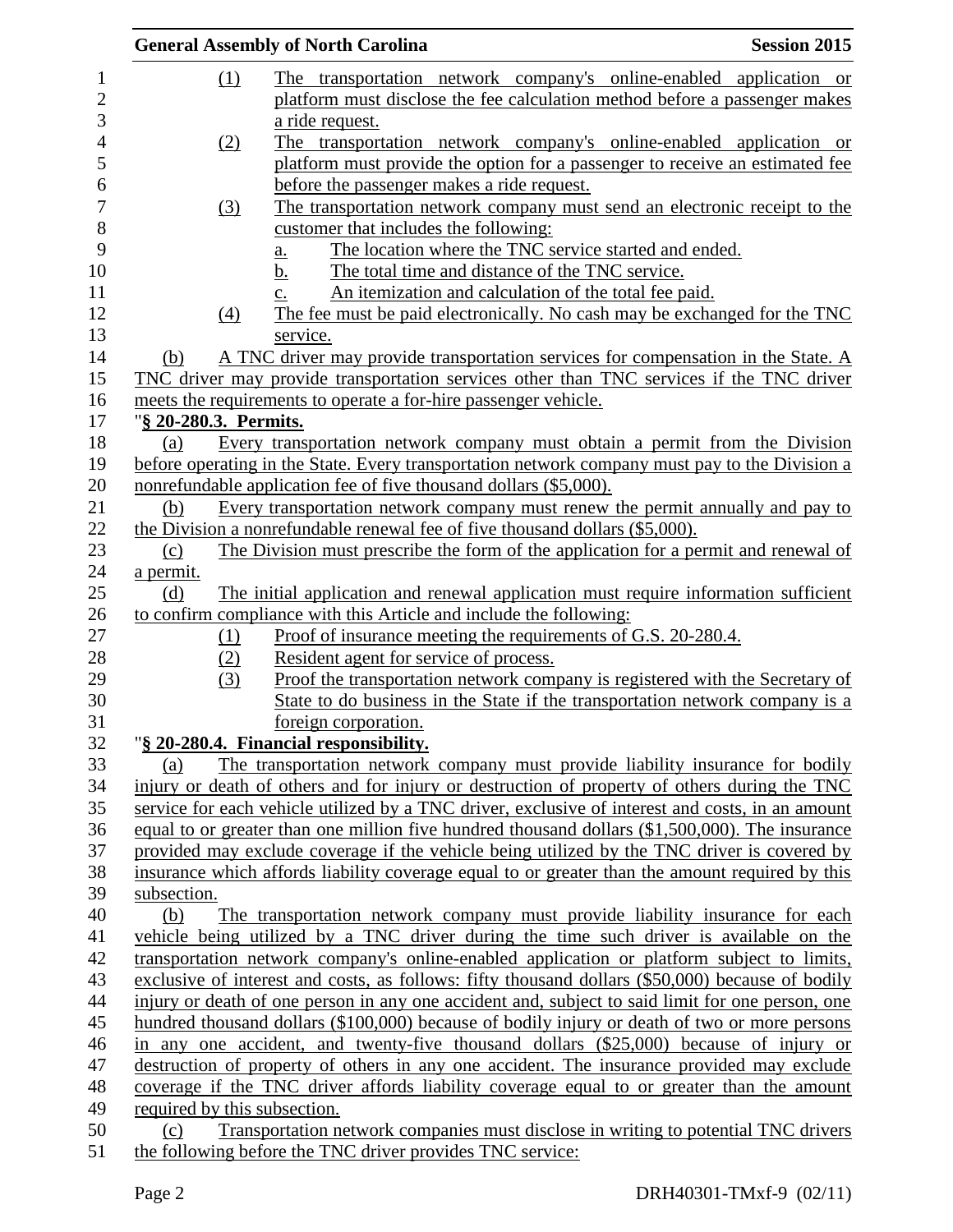(1) The transportation network company's online-enabled application or platform must disclose the fee calculation method before a passenger makes a ride request.

(2) The transportation network company's online-enabled application or platform must provide the option for a passenger to receive an estimated fee before the passenger makes a ride request.

(3) The transportation network company must send an electronic receipt to the customer that includes the following:

a. The location where the TNC service started and ended.

b. The total time and distance of the TNC service.

c. An itemization and calculation of the total fee paid.

(4) The fee must be paid electronically. No cash may be exchanged for the TNC service.

(b) A TNC driver may provide transportation services for compensation in the State. A TNC driver may provide transportation services other than TNC services if the TNC driver meets the requirements to operate a for-hire passenger vehicle.

"**§ 20-280.3. Permits.**

(a) Every transportation network company must obtain a permit from the Division before operating in the State. Every transportation network company must pay to the Division a nonrefundable application fee of five thousand dollars ($5,000).

(b) Every transportation network company must renew the permit annually and pay to the Division a nonrefundable renewal fee of five thousand dollars ($5,000).

(c) The Division must prescribe the form of the application for a permit and renewal of a permit.

(d) The initial application and renewal application must require information sufficient to confirm compliance with this Article and include the following:

(1) Proof of insurance meeting the requirements of G.S. 20-280.4.

(2) Resident agent for service of process.

(3) Proof the transportation network company is registered with the Secretary of State to do business in the State if the transportation network company is a foreign corporation.

"**§ 20-280.4. Financial responsibility.**

(a) The transportation network company must provide liability insurance for bodily injury or death of others and for injury or destruction of property of others during the TNC service for each vehicle utilized by a TNC driver, exclusive of interest and costs, in an amount equal to or greater than one million five hundred thousand dollars ($1,500,000). The insurance provided may exclude coverage if the vehicle being utilized by the TNC driver is covered by insurance which affords liability coverage equal to or greater than the amount required by this subsection.

(b) The transportation network company must provide liability insurance for each vehicle being utilized by a TNC driver during the time such driver is available on the transportation network company's online-enabled application or platform subject to limits, exclusive of interest and costs, as follows: fifty thousand dollars ($50,000) because of bodily injury or death of one person in any one accident and, subject to said limit for one person, one hundred thousand dollars ($100,000) because of bodily injury or death of two or more persons in any one accident, and twenty-five thousand dollars ($25,000) because of injury or destruction of property of others in any one accident. The insurance provided may exclude coverage if the TNC driver affords liability coverage equal to or greater than the amount required by this subsection.

(c) Transportation network companies must disclose in writing to potential TNC drivers the following before the TNC driver provides TNC service: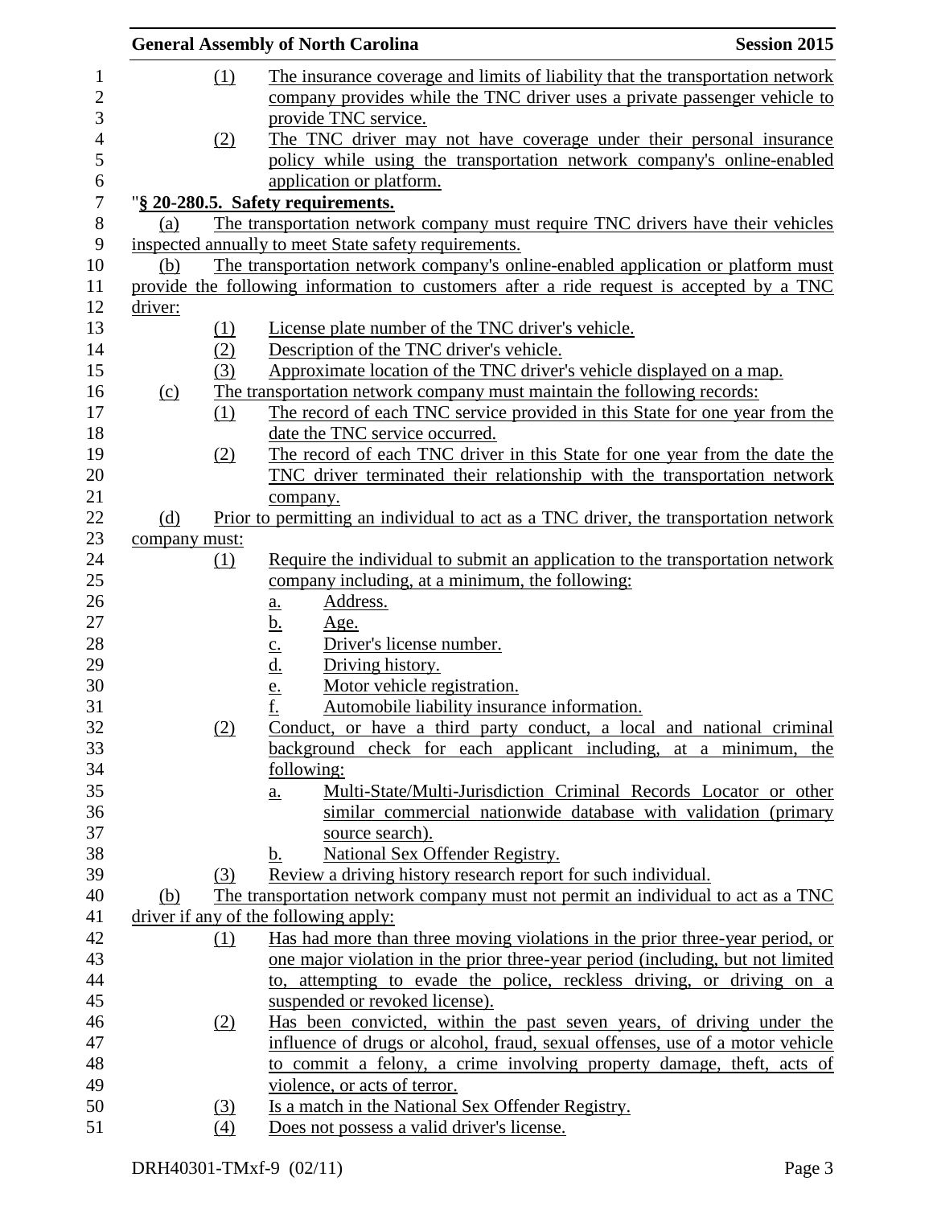(1) The insurance coverage and limits of liability that the transportation network company provides while the TNC driver uses a private passenger vehicle to provide TNC service.

(2) The TNC driver may not have coverage under their personal insurance policy while using the transportation network company's online-enabled application or platform.

"**§ 20-280.5. Safety requirements.**

(a) The transportation network company must require TNC drivers have their vehicles inspected annually to meet State safety requirements.

(b) The transportation network company's online-enabled application or platform must provide the following information to customers after a ride request is accepted by a TNC driver:

(1) License plate number of the TNC driver's vehicle.

(2) Description of the TNC driver's vehicle.

(3) Approximate location of the TNC driver's vehicle displayed on a map.

(c) The transportation network company must maintain the following records:

(1) The record of each TNC service provided in this State for one year from the date the TNC service occurred.

(2) The record of each TNC driver in this State for one year from the date the TNC driver terminated their relationship with the transportation network company.

(d) Prior to permitting an individual to act as a TNC driver, the transportation network company must:

(1) Require the individual to submit an application to the transportation network company including, at a minimum, the following:

a. Address.

b. Age.

c. Driver's license number.

d. Driving history.

e. Motor vehicle registration.

f. Automobile liability insurance information.

(2) Conduct, or have a third party conduct, a local and national criminal background check for each applicant including, at a minimum, the following:

a. Multi-State/Multi-Jurisdiction Criminal Records Locator or other similar commercial nationwide database with validation (primary source search).

b. National Sex Offender Registry.

(3) Review a driving history research report for such individual.

(b) The transportation network company must not permit an individual to act as a TNC driver if any of the following apply:

(1) Has had more than three moving violations in the prior three-year period, or one major violation in the prior three-year period (including, but not limited to, attempting to evade the police, reckless driving, or driving on a suspended or revoked license).

(2) Has been convicted, within the past seven years, of driving under the influence of drugs or alcohol, fraud, sexual offenses, use of a motor vehicle to commit a felony, a crime involving property damage, theft, acts of violence, or acts of terror.

(3) Is a match in the National Sex Offender Registry.

(4) Does not possess a valid driver's license.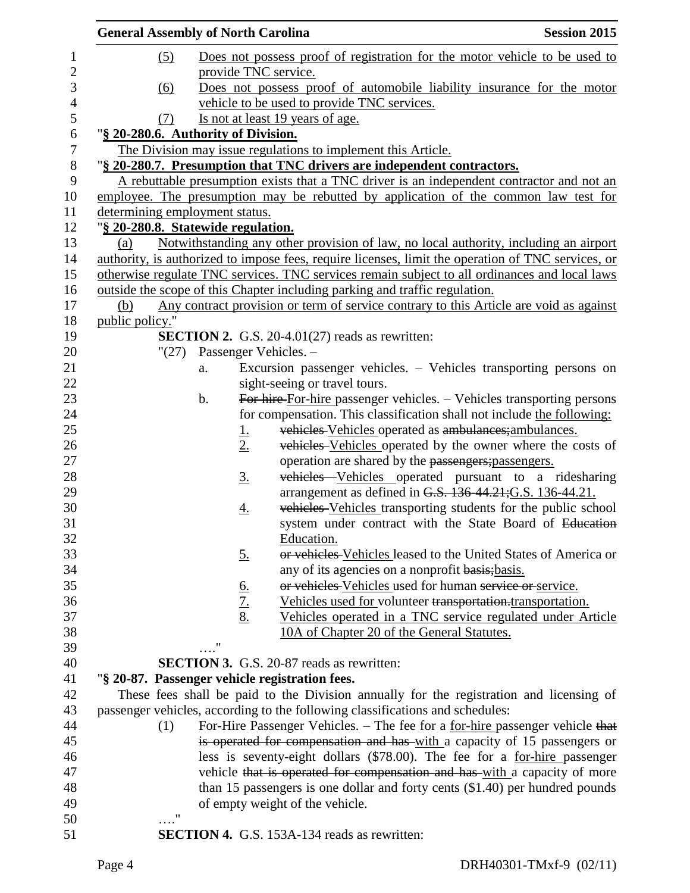(5) Does not possess proof of registration for the motor vehicle to be used to provide TNC service.

(6) Does not possess proof of automobile liability insurance for the motor vehicle to be used to provide TNC services.

(7) Is not at least 19 years of age.

"**§ 20-280.6. Authority of Division.**

The Division may issue regulations to implement this Article.

"**§ 20-280.7. Presumption that TNC drivers are independent contractors.**

A rebuttable presumption exists that a TNC driver is an independent contractor and not an employee. The presumption may be rebutted by application of the common law test for determining employment status.

"**§ 20-280.8. Statewide regulation.**

(a) Notwithstanding any other provision of law, no local authority, including an airport authority, is authorized to impose fees, require licenses, limit the operation of TNC services, or otherwise regulate TNC services. TNC services remain subject to all ordinances and local laws outside the scope of this Chapter including parking and traffic regulation.

(b) Any contract provision or term of service contrary to this Article are void as against public policy."

**SECTION 2.** G.S. 20-4.01(27) reads as rewritten:

"(27) Passenger Vehicles. –

a. Excursion passenger vehicles. – Vehicles transporting persons on sight-seeing or travel tours.

b. ~~For hire~~ For-hire passenger vehicles. – Vehicles transporting persons for compensation. This classification shall not include the following:

1. ~~vehicles~~ Vehicles operated as ~~ambulances;~~ambulances.

2. ~~vehicles~~ Vehicles operated by the owner where the costs of operation are shared by the ~~passengers;~~passengers.

3. ~~vehicles~~ Vehicles operated pursuant to a ridesharing arrangement as defined in ~~G.S. 136-44.21;~~G.S. 136-44.21.

4. ~~vehicles~~ Vehicles transporting students for the public school system under contract with the State Board of ~~Education~~ Education.

5. ~~or vehicles~~ Vehicles leased to the United States of America or any of its agencies on a nonprofit ~~basis;~~basis.

6. ~~or vehicles~~ Vehicles used for human ~~service or~~ service.

7. Vehicles used for volunteer ~~transportation.~~transportation.

8. Vehicles operated in a TNC service regulated under Article 10A of Chapter 20 of the General Statutes.

…."

**SECTION 3.** G.S. 20-87 reads as rewritten:

"**§ 20-87. Passenger vehicle registration fees.**

These fees shall be paid to the Division annually for the registration and licensing of passenger vehicles, according to the following classifications and schedules:

(1) For-Hire Passenger Vehicles. – The fee for a for-hire passenger vehicle ~~that is operated for compensation and has~~ with a capacity of 15 passengers or less is seventy-eight dollars ($78.00). The fee for a for-hire passenger vehicle ~~that is operated for compensation and has~~ with a capacity of more than 15 passengers is one dollar and forty cents ($1.40) per hundred pounds of empty weight of the vehicle.

…."

**SECTION 4.** G.S. 153A-134 reads as rewritten: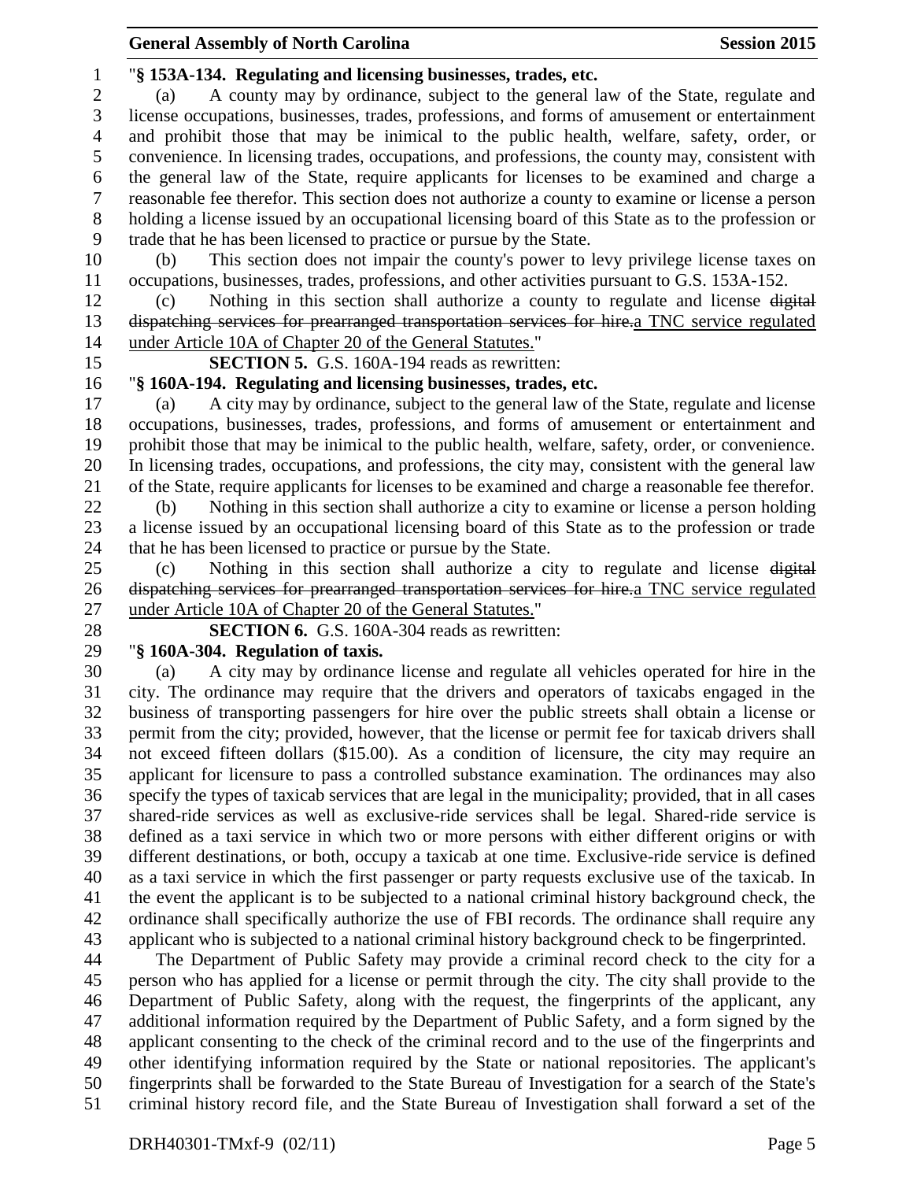"**§ 153A-134. Regulating and licensing businesses, trades, etc.**

(a) A county may by ordinance, subject to the general law of the State, regulate and license occupations, businesses, trades, professions, and forms of amusement or entertainment and prohibit those that may be inimical to the public health, welfare, safety, order, or convenience. In licensing trades, occupations, and professions, the county may, consistent with the general law of the State, require applicants for licenses to be examined and charge a reasonable fee therefor. This section does not authorize a county to examine or license a person holding a license issued by an occupational licensing board of this State as to the profession or trade that he has been licensed to practice or pursue by the State.

(b) This section does not impair the county's power to levy privilege license taxes on occupations, businesses, trades, professions, and other activities pursuant to G.S. 153A-152.

(c) Nothing in this section shall authorize a county to regulate and license ~~digital dispatching services for prearranged transportation services for hire.~~<u>a TNC service regulated under Article 10A of Chapter 20 of the General Statutes.</u>"

**SECTION 5.** G.S. 160A-194 reads as rewritten:

"**§ 160A-194. Regulating and licensing businesses, trades, etc.**

(a) A city may by ordinance, subject to the general law of the State, regulate and license occupations, businesses, trades, professions, and forms of amusement or entertainment and prohibit those that may be inimical to the public health, welfare, safety, order, or convenience. In licensing trades, occupations, and professions, the city may, consistent with the general law of the State, require applicants for licenses to be examined and charge a reasonable fee therefor.

(b) Nothing in this section shall authorize a city to examine or license a person holding a license issued by an occupational licensing board of this State as to the profession or trade that he has been licensed to practice or pursue by the State.

(c) Nothing in this section shall authorize a city to regulate and license ~~digital dispatching services for prearranged transportation services for hire.~~<u>a TNC service regulated under Article 10A of Chapter 20 of the General Statutes.</u>"

**SECTION 6.** G.S. 160A-304 reads as rewritten:

"**§ 160A-304. Regulation of taxis.**

(a) A city may by ordinance license and regulate all vehicles operated for hire in the city. The ordinance may require that the drivers and operators of taxicabs engaged in the business of transporting passengers for hire over the public streets shall obtain a license or permit from the city; provided, however, that the license or permit fee for taxicab drivers shall not exceed fifteen dollars ($15.00). As a condition of licensure, the city may require an applicant for licensure to pass a controlled substance examination. The ordinances may also specify the types of taxicab services that are legal in the municipality; provided, that in all cases shared-ride services as well as exclusive-ride services shall be legal. Shared-ride service is defined as a taxi service in which two or more persons with either different origins or with different destinations, or both, occupy a taxicab at one time. Exclusive-ride service is defined as a taxi service in which the first passenger or party requests exclusive use of the taxicab. In the event the applicant is to be subjected to a national criminal history background check, the ordinance shall specifically authorize the use of FBI records. The ordinance shall require any applicant who is subjected to a national criminal history background check to be fingerprinted.

The Department of Public Safety may provide a criminal record check to the city for a person who has applied for a license or permit through the city. The city shall provide to the Department of Public Safety, along with the request, the fingerprints of the applicant, any additional information required by the Department of Public Safety, and a form signed by the applicant consenting to the check of the criminal record and to the use of the fingerprints and other identifying information required by the State or national repositories. The applicant's fingerprints shall be forwarded to the State Bureau of Investigation for a search of the State's criminal history record file, and the State Bureau of Investigation shall forward a set of the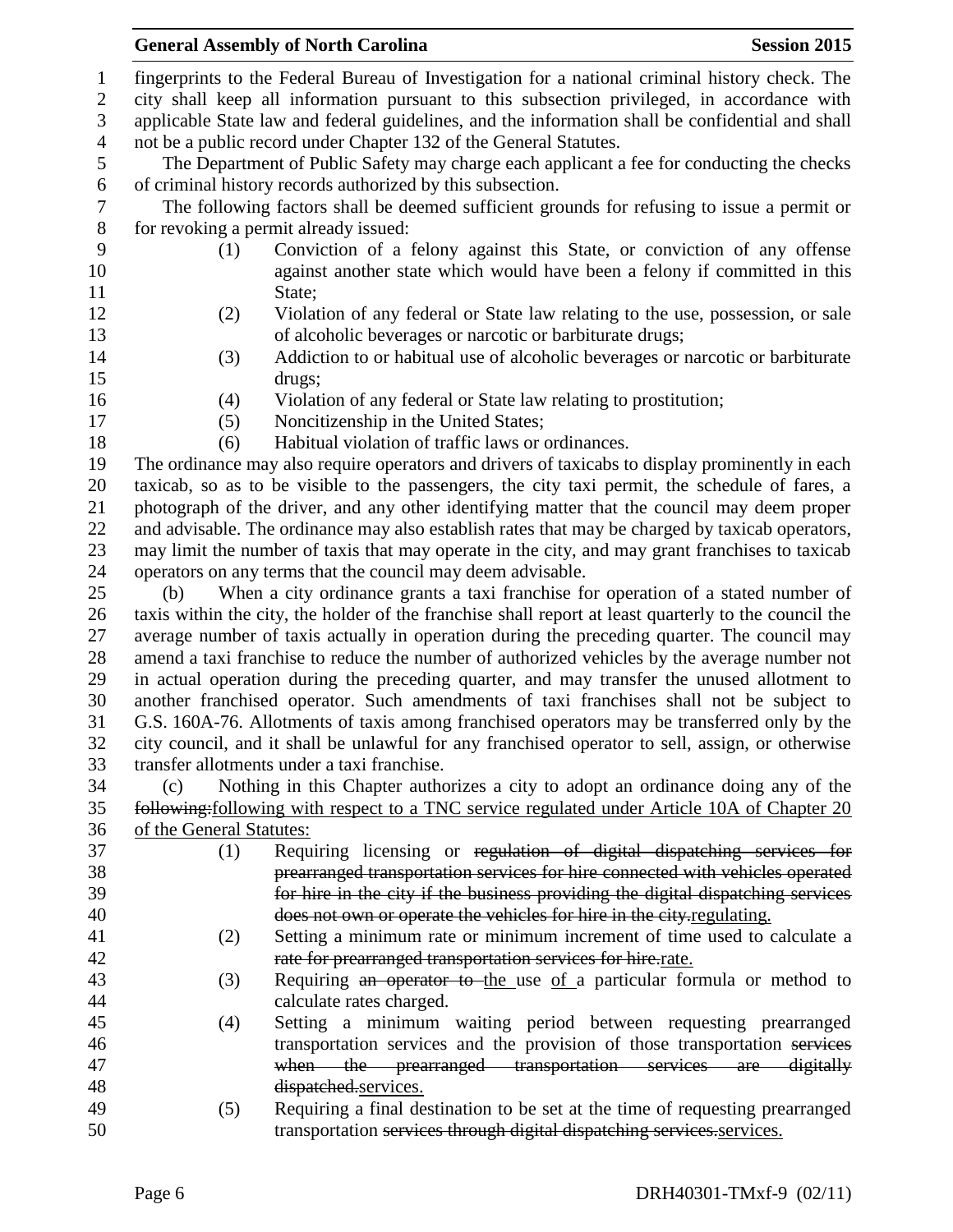fingerprints to the Federal Bureau of Investigation for a national criminal history check. The city shall keep all information pursuant to this subsection privileged, in accordance with applicable State law and federal guidelines, and the information shall be confidential and shall not be a public record under Chapter 132 of the General Statutes.

The Department of Public Safety may charge each applicant a fee for conducting the checks of criminal history records authorized by this subsection.

The following factors shall be deemed sufficient grounds for refusing to issue a permit or for revoking a permit already issued:

(1) Conviction of a felony against this State, or conviction of any offense against another state which would have been a felony if committed in this State;

(2) Violation of any federal or State law relating to the use, possession, or sale of alcoholic beverages or narcotic or barbiturate drugs;

(3) Addiction to or habitual use of alcoholic beverages or narcotic or barbiturate drugs;

(4) Violation of any federal or State law relating to prostitution;

(5) Noncitizenship in the United States;

(6) Habitual violation of traffic laws or ordinances.

The ordinance may also require operators and drivers of taxicabs to display prominently in each taxicab, so as to be visible to the passengers, the city taxi permit, the schedule of fares, a photograph of the driver, and any other identifying matter that the council may deem proper and advisable. The ordinance may also establish rates that may be charged by taxicab operators, may limit the number of taxis that may operate in the city, and may grant franchises to taxicab operators on any terms that the council may deem advisable.

(b) When a city ordinance grants a taxi franchise for operation of a stated number of taxis within the city, the holder of the franchise shall report at least quarterly to the council the average number of taxis actually in operation during the preceding quarter. The council may amend a taxi franchise to reduce the number of authorized vehicles by the average number not in actual operation during the preceding quarter, and may transfer the unused allotment to another franchised operator. Such amendments of taxi franchises shall not be subject to G.S. 160A-76. Allotments of taxis among franchised operators may be transferred only by the city council, and it shall be unlawful for any franchised operator to sell, assign, or otherwise transfer allotments under a taxi franchise.

(c) Nothing in this Chapter authorizes a city to adopt an ordinance doing any of the ~~following:~~<u>following with respect to a TNC service regulated under Article 10A of Chapter 20 of the General Statutes:</u>

(1) Requiring licensing or ~~regulation of digital dispatching services for prearranged transportation services for hire connected with vehicles operated for hire in the city if the business providing the digital dispatching services does not own or operate the vehicles for hire in the city.~~<u>regulating.</u>

(2) Setting a minimum rate or minimum increment of time used to calculate a ~~rate for prearranged transportation services for hire.~~<u>rate.</u>

(3) Requiring ~~an operator to~~ <u>the</u> use <u>of</u> a particular formula or method to calculate rates charged.

(4) Setting a minimum waiting period between requesting prearranged transportation services and the provision of those transportation ~~services when the prearranged transportation services are digitally dispatched.~~<u>services.</u>

(5) Requiring a final destination to be set at the time of requesting prearranged transportation ~~services through digital dispatching services.~~<u>services.</u>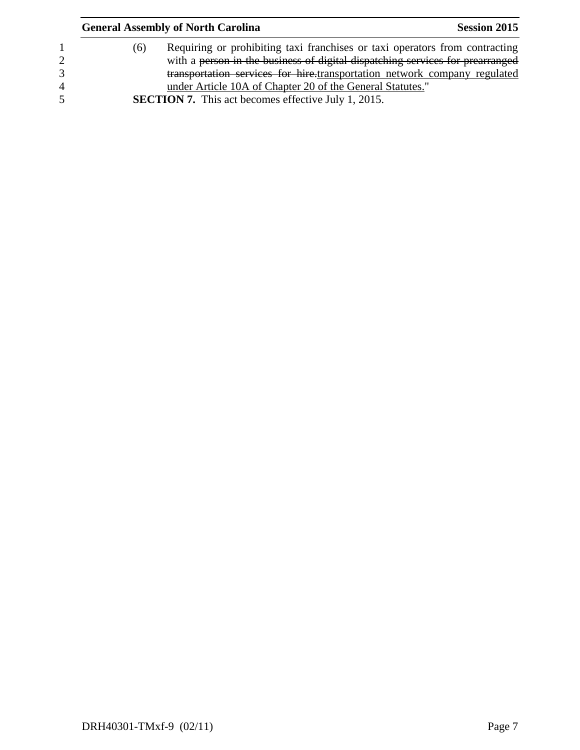(6) Requiring or prohibiting taxi franchises or taxi operators from contracting with a ~~person in the business of digital dispatching services for prearranged transportation services for hire.~~transportation network company regulated under Article 10A of Chapter 20 of the General Statutes."

**SECTION 7.** This act becomes effective July 1, 2015.